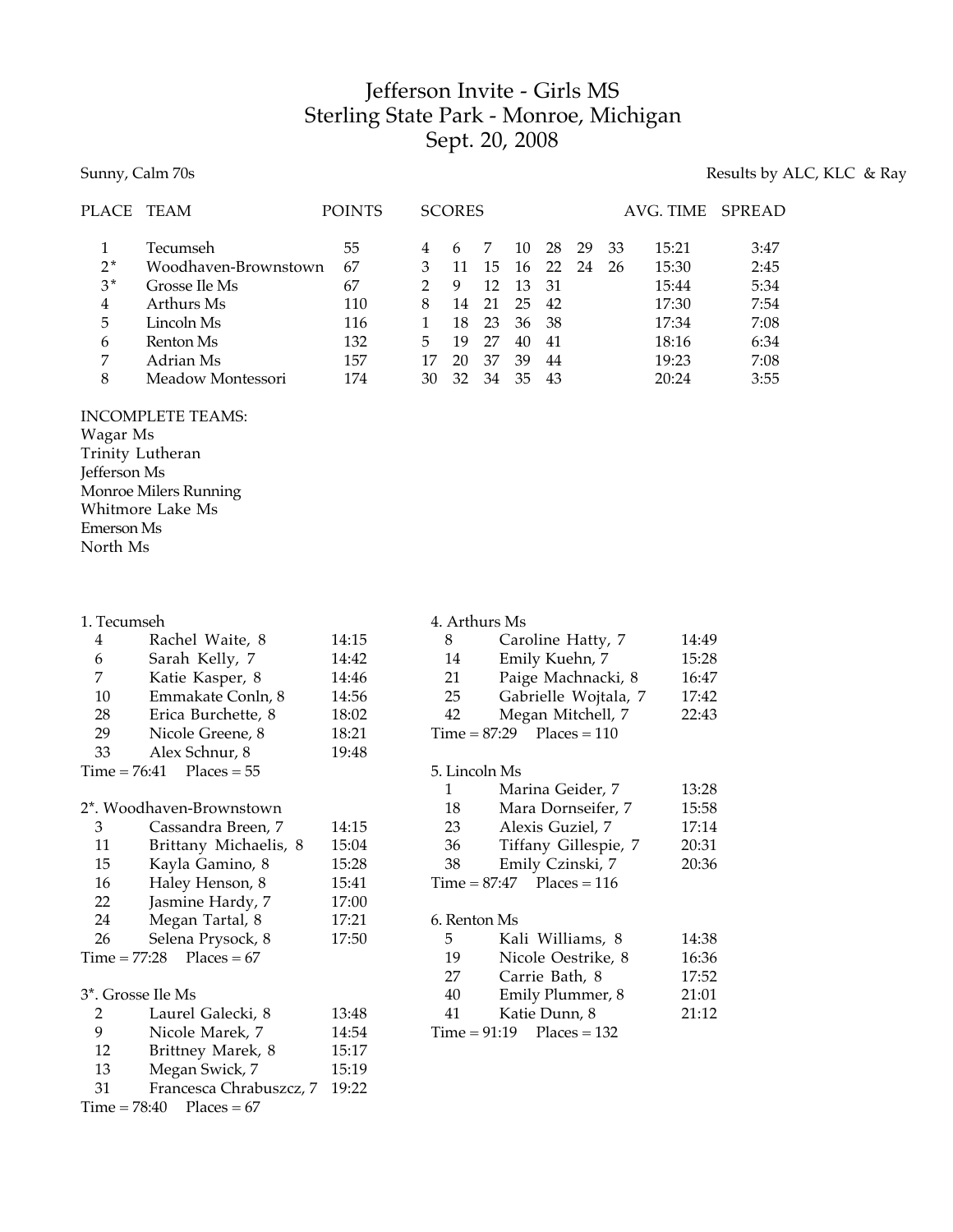# Jefferson Invite - Girls MS
## Sterling State Park - Monroe, Michigan
## Sept. 20, 2008

Sunny, Calm 70s

Results by ALC, KLC & Ray

| PLACE | TEAM | POINTS | SCORES | | | | | | | AVG. TIME | SPREAD |
|---|---|---|---|---|---|---|---|---|---|---|---|
| 1 | Tecumseh | 55 | 4 | 6 | 7 | 10 | 28 | 29 | 33 | 15:21 | 3:47 |
| 2* | Woodhaven-Brownstown | 67 | 3 | 11 | 15 | 16 | 22 | 24 | 26 | 15:30 | 2:45 |
| 3* | Grosse Ile Ms | 67 | 2 | 9 | 12 | 13 | 31 | | | 15:44 | 5:34 |
| 4 | Arthurs Ms | 110 | 8 | 14 | 21 | 25 | 42 | | | 17:30 | 7:54 |
| 5 | Lincoln Ms | 116 | 1 | 18 | 23 | 36 | 38 | | | 17:34 | 7:08 |
| 6 | Renton Ms | 132 | 5 | 19 | 27 | 40 | 41 | | | 18:16 | 6:34 |
| 7 | Adrian Ms | 157 | 17 | 20 | 37 | 39 | 44 | | | 19:23 | 7:08 |
| 8 | Meadow Montessori | 174 | 30 | 32 | 34 | 35 | 43 | | | 20:24 | 3:55 |

INCOMPLETE TEAMS:
Wagar Ms
Trinity Lutheran
Jefferson Ms
Monroe Milers Running
Whitmore Lake Ms
Emerson Ms
North Ms

1. Tecumseh

| | | |
|---|---|---|
| 4 | Rachel Waite, 8 | 14:15 |
| 6 | Sarah Kelly, 7 | 14:42 |
| 7 | Katie Kasper, 8 | 14:46 |
| 10 | Emmakate Conln, 8 | 14:56 |
| 28 | Erica Burchette, 8 | 18:02 |
| 29 | Nicole Greene, 8 | 18:21 |
| 33 | Alex Schnur, 8 | 19:48 |

Time = 76:41 Places = 55

2*. Woodhaven-Brownstown

| | | |
|---|---|---|
| 3 | Cassandra Breen, 7 | 14:15 |
| 11 | Brittany Michaelis, 8 | 15:04 |
| 15 | Kayla Gamino, 8 | 15:28 |
| 16 | Haley Henson, 8 | 15:41 |
| 22 | Jasmine Hardy, 7 | 17:00 |
| 24 | Megan Tartal, 8 | 17:21 |
| 26 | Selena Prysock, 8 | 17:50 |

Time = 77:28 Places = 67

3*. Grosse Ile Ms

| | | |
|---|---|---|
| 2 | Laurel Galecki, 8 | 13:48 |
| 9 | Nicole Marek, 7 | 14:54 |
| 12 | Brittney Marek, 8 | 15:17 |
| 13 | Megan Swick, 7 | 15:19 |
| 31 | Francesca Chrabuszcz, 7 | 19:22 |

Time = 78:40 Places = 67

4. Arthurs Ms

| | | |
|---|---|---|
| 8 | Caroline Hatty, 7 | 14:49 |
| 14 | Emily Kuehn, 7 | 15:28 |
| 21 | Paige Machnacki, 8 | 16:47 |
| 25 | Gabrielle Wojtala, 7 | 17:42 |
| 42 | Megan Mitchell, 7 | 22:43 |

Time = 87:29 Places = 110

5. Lincoln Ms

| | | |
|---|---|---|
| 1 | Marina Geider, 7 | 13:28 |
| 18 | Mara Dornseifer, 7 | 15:58 |
| 23 | Alexis Guziel, 7 | 17:14 |
| 36 | Tiffany Gillespie, 7 | 20:31 |
| 38 | Emily Czinski, 7 | 20:36 |

Time = 87:47 Places = 116

6. Renton Ms

| | | |
|---|---|---|
| 5 | Kali Williams, 8 | 14:38 |
| 19 | Nicole Oestrike, 8 | 16:36 |
| 27 | Carrie Bath, 8 | 17:52 |
| 40 | Emily Plummer, 8 | 21:01 |
| 41 | Katie Dunn, 8 | 21:12 |

Time = 91:19 Places = 132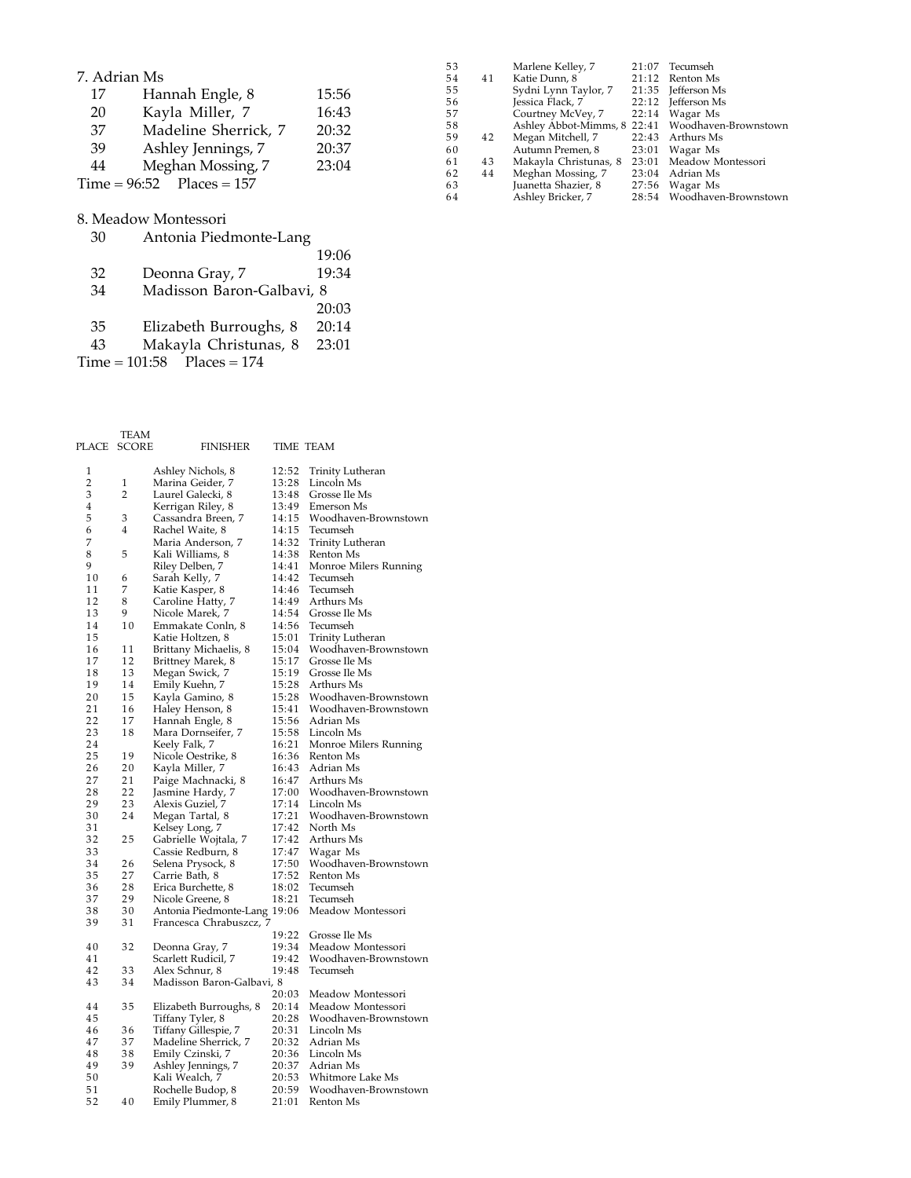7. Adrian Ms

| | | |
|---|---|---|
| 17 | Hannah Engle, 8 | 15:56 |
| 20 | Kayla Miller, 7 | 16:43 |
| 37 | Madeline Sherrick, 7 | 20:32 |
| 39 | Ashley Jennings, 7 | 20:37 |
| 44 | Meghan Mossing, 7 | 23:04 |

Time = 96:52 Places = 157

8. Meadow Montessori

| | | |
|---|---|---|
| 30 | Antonia Piedmonte-Lang | 19:06 |
| 32 | Deonna Gray, 7 | 19:34 |
| 34 | Madisson Baron-Galbavi, 8 | 20:03 |
| 35 | Elizabeth Burroughs, 8 | 20:14 |
| 43 | Makayla Christunas, 8 | 23:01 |

Time = 101:58 Places = 174

| PLACE | TEAM SCORE | FINISHER | TIME | TEAM |
|---|---|---|---|---|
| 1 | | Ashley Nichols, 8 | 12:52 | Trinity Lutheran |
| 2 | 1 | Marina Geider, 7 | 13:28 | Lincoln Ms |
| 3 | 2 | Laurel Galecki, 8 | 13:48 | Grosse Ile Ms |
| 4 | | Kerrigan Riley, 8 | 13:49 | Emerson Ms |
| 5 | 3 | Cassandra Breen, 7 | 14:15 | Woodhaven-Brownstown |
| 6 | 4 | Rachel Waite, 8 | 14:15 | Tecumseh |
| 7 | | Maria Anderson, 7 | 14:32 | Trinity Lutheran |
| 8 | 5 | Kali Williams, 8 | 14:38 | Renton Ms |
| 9 | | Riley Delben, 7 | 14:41 | Monroe Milers Running |
| 10 | 6 | Sarah Kelly, 7 | 14:42 | Tecumseh |
| 11 | 7 | Katie Kasper, 8 | 14:46 | Tecumseh |
| 12 | 8 | Caroline Hatty, 7 | 14:49 | Arthurs Ms |
| 13 | 9 | Nicole Marek, 7 | 14:54 | Grosse Ile Ms |
| 14 | 10 | Emmakate Conln, 8 | 14:56 | Tecumseh |
| 15 | | Katie Holtzen, 8 | 15:01 | Trinity Lutheran |
| 16 | 11 | Brittany Michaelis, 8 | 15:04 | Woodhaven-Brownstown |
| 17 | 12 | Brittney Marek, 8 | 15:17 | Grosse Ile Ms |
| 18 | 13 | Megan Swick, 7 | 15:19 | Grosse Ile Ms |
| 19 | 14 | Emily Kuehn, 7 | 15:28 | Arthurs Ms |
| 20 | 15 | Kayla Gamino, 8 | 15:28 | Woodhaven-Brownstown |
| 21 | 16 | Haley Henson, 8 | 15:41 | Woodhaven-Brownstown |
| 22 | 17 | Hannah Engle, 8 | 15:56 | Adrian Ms |
| 23 | 18 | Mara Dornseifer, 7 | 15:58 | Lincoln Ms |
| 24 | | Keely Falk, 7 | 16:21 | Monroe Milers Running |
| 25 | 19 | Nicole Oestrike, 8 | 16:36 | Renton Ms |
| 26 | 20 | Kayla Miller, 7 | 16:43 | Adrian Ms |
| 27 | 21 | Paige Machnacki, 8 | 16:47 | Arthurs Ms |
| 28 | 22 | Jasmine Hardy, 7 | 17:00 | Woodhaven-Brownstown |
| 29 | 23 | Alexis Guziel, 7 | 17:14 | Lincoln Ms |
| 30 | 24 | Megan Tartal, 8 | 17:21 | Woodhaven-Brownstown |
| 31 | | Kelsey Long, 7 | 17:42 | North Ms |
| 32 | 25 | Gabrielle Wojtala, 7 | 17:42 | Arthurs Ms |
| 33 | | Cassie Redburn, 8 | 17:47 | Wagar Ms |
| 34 | 26 | Selena Prysock, 8 | 17:50 | Woodhaven-Brownstown |
| 35 | 27 | Carrie Bath, 8 | 17:52 | Renton Ms |
| 36 | 28 | Erica Burchette, 8 | 18:02 | Tecumseh |
| 37 | 29 | Nicole Greene, 8 | 18:21 | Tecumseh |
| 38 | 30 | Antonia Piedmonte-Lang | 19:06 | Meadow Montessori |
| 39 | 31 | Francesca Chrabuszcz, 7 | 19:22 | Grosse Ile Ms |
| 40 | 32 | Deonna Gray, 7 | 19:34 | Meadow Montessori |
| 41 | | Scarlett Rudicil, 7 | 19:42 | Woodhaven-Brownstown |
| 42 | 33 | Alex Schnur, 8 | 19:48 | Tecumseh |
| 43 | 34 | Madisson Baron-Galbavi, 8 | 20:03 | Meadow Montessori |
| 44 | 35 | Elizabeth Burroughs, 8 | 20:14 | Meadow Montessori |
| 45 | | Tiffany Tyler, 8 | 20:28 | Woodhaven-Brownstown |
| 46 | 36 | Tiffany Gillespie, 7 | 20:31 | Lincoln Ms |
| 47 | 37 | Madeline Sherrick, 7 | 20:32 | Adrian Ms |
| 48 | 38 | Emily Czinski, 7 | 20:36 | Lincoln Ms |
| 49 | 39 | Ashley Jennings, 7 | 20:37 | Adrian Ms |
| 50 | | Kali Wealch, 7 | 20:53 | Whitmore Lake Ms |
| 51 | | Rochelle Budop, 8 | 20:59 | Woodhaven-Brownstown |
| 52 | 40 | Emily Plummer, 8 | 21:01 | Renton Ms |
| 53 | | Marlene Kelley, 7 | 21:07 | Tecumseh |
| 54 | 41 | Katie Dunn, 8 | 21:12 | Renton Ms |
| 55 | | Sydni Lynn Taylor, 7 | 21:35 | Jefferson Ms |
| 56 | | Jessica Flack, 7 | 22:12 | Jefferson Ms |
| 57 | | Courtney McVey, 7 | 22:14 | Wagar Ms |
| 58 | | Ashley Abbot-Mimms, 8 | 22:41 | Woodhaven-Brownstown |
| 59 | 42 | Megan Mitchell, 7 | 22:43 | Arthurs Ms |
| 60 | | Autumn Premen, 8 | 23:01 | Wagar Ms |
| 61 | 43 | Makayla Christunas, 8 | 23:01 | Meadow Montessori |
| 62 | 44 | Meghan Mossing, 7 | 23:04 | Adrian Ms |
| 63 | | Juanetta Shazier, 8 | 27:56 | Wagar Ms |
| 64 | | Ashley Bricker, 7 | 28:54 | Woodhaven-Brownstown |